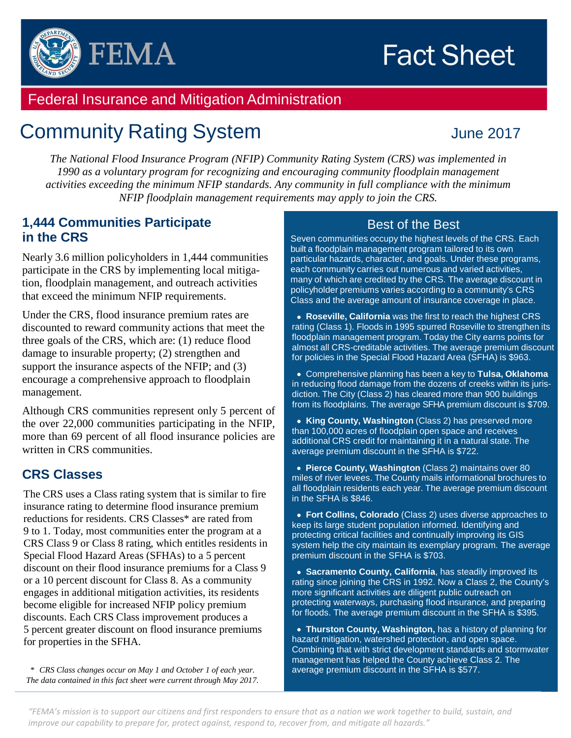# FEMA Fact Sheet

## Federal Insurance and Mitigation Administration

# Community Rating System

June 2017

*The National Flood Insurance Program (NFIP) Community Rating System (CRS) was implemented in 1990 as a voluntary program for recognizing and encouraging community floodplain management activities exceeding the minimum NFIP standards. Any community in full compliance with the minimum NFIP floodplain management requirements may apply to join the CRS.*

## 1,444 Communities Participate in the CRS

Nearly 3.6 million policyholders in 1,444 communities participate in the CRS by implementing local mitigation, floodplain management, and outreach activities that exceed the minimum NFIP requirements.

Under the CRS, flood insurance premium rates are discounted to reward community actions that meet the three goals of the CRS, which are: (1) reduce flood damage to insurable property; (2) strengthen and support the insurance aspects of the NFIP; and (3) encourage a comprehensive approach to floodplain management.

Although CRS communities represent only 5 percent of the over 22,000 communities participating in the NFIP, more than 69 percent of all flood insurance policies are written in CRS communities.

## CRS Classes

The CRS uses a Class rating system that is similar to fire insurance rating to determine flood insurance premium reductions for residents. CRS Classes* are rated from 9 to 1. Today, most communities enter the program at a CRS Class 9 or Class 8 rating, which entitles residents in Special Flood Hazard Areas (SFHAs) to a 5 percent discount on their flood insurance premiums for a Class 9 or a 10 percent discount for Class 8. As a community engages in additional mitigation activities, its residents become eligible for increased NFIP policy premium discounts. Each CRS Class improvement produces a 5 percent greater discount on flood insurance premiums for properties in the SFHA.

*\* CRS Class changes occur on May 1 and October 1 of each year. The data contained in this fact sheet were current through May 2017.*

## Best of the Best

Seven communities occupy the highest levels of the CRS. Each built a floodplain management program tailored to its own particular hazards, character, and goals. Under these programs, each community carries out numerous and varied activities, many of which are credited by the CRS. The average discount in policyholder premiums varies according to a community's CRS Class and the average amount of insurance coverage in place.

- **Roseville, California** was the first to reach the highest CRS rating (Class 1). Floods in 1995 spurred Roseville to strengthen its floodplain management program. Today the City earns points for almost all CRS-creditable activities. The average premium discount for policies in the Special Flood Hazard Area (SFHA) is $963.
- Comprehensive planning has been a key to **Tulsa, Oklahoma** in reducing flood damage from the dozens of creeks within its jurisdiction. The City (Class 2) has cleared more than 900 buildings from its floodplains. The average SFHA premium discount is $709.
- **King County, Washington** (Class 2) has preserved more than 100,000 acres of floodplain open space and receives additional CRS credit for maintaining it in a natural state. The average premium discount in the SFHA is $722.
- **Pierce County, Washington** (Class 2) maintains over 80 miles of river levees. The County mails informational brochures to all floodplain residents each year. The average premium discount in the SFHA is $846.
- **Fort Collins, Colorado** (Class 2) uses diverse approaches to keep its large student population informed. Identifying and protecting critical facilities and continually improving its GIS system help the city maintain its exemplary program. The average premium discount in the SFHA is $703.
- **Sacramento County, California**, has steadily improved its rating since joining the CRS in 1992. Now a Class 2, the County's more significant activities are diligent public outreach on protecting waterways, purchasing flood insurance, and preparing for floods. The average premium discount in the SFHA is $395.
- **Thurston County, Washington,** has a history of planning for hazard mitigation, watershed protection, and open space. Combining that with strict development standards and stormwater management has helped the County achieve Class 2. The average premium discount in the SFHA is $577.

*"FEMA's mission is to support our citizens and first responders to ensure that as a nation we work together to build, sustain, and improve our capability to prepare for, protect against, respond to, recover from, and mitigate all hazards."*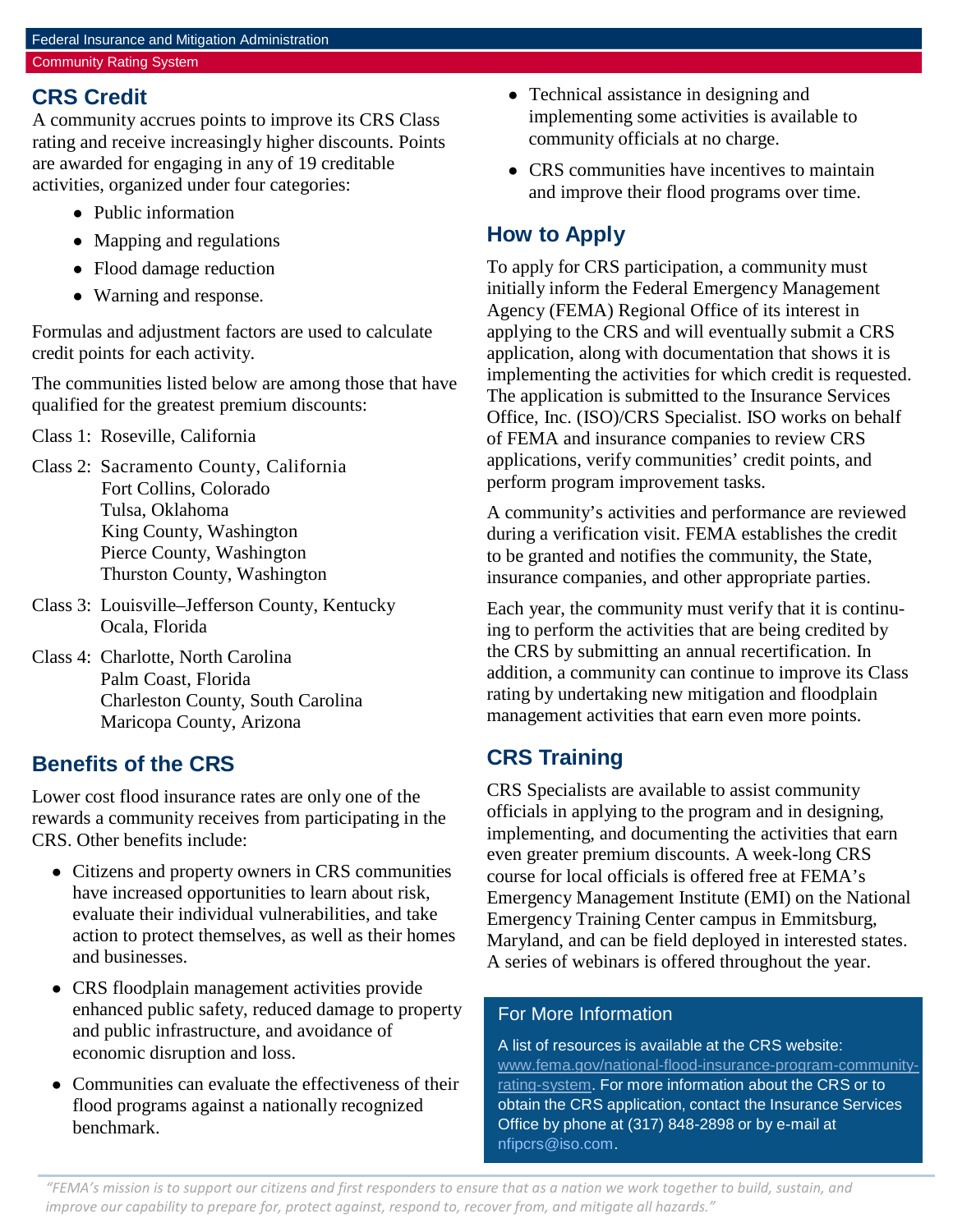## CRS Credit

A community accrues points to improve its CRS Class rating and receive increasingly higher discounts. Points are awarded for engaging in any of 19 creditable activities, organized under four categories:

- Public information
- Mapping and regulations
- Flood damage reduction
- Warning and response.

Formulas and adjustment factors are used to calculate credit points for each activity.

The communities listed below are among those that have qualified for the greatest premium discounts:

Class 1: Roseville, California

Class 2: Sacramento County, California
Fort Collins, Colorado
Tulsa, Oklahoma
King County, Washington
Pierce County, Washington
Thurston County, Washington

Class 3: Louisville–Jefferson County, Kentucky
Ocala, Florida

Class 4: Charlotte, North Carolina
Palm Coast, Florida
Charleston County, South Carolina
Maricopa County, Arizona

## Benefits of the CRS

Lower cost flood insurance rates are only one of the rewards a community receives from participating in the CRS. Other benefits include:

- Citizens and property owners in CRS communities have increased opportunities to learn about risk, evaluate their individual vulnerabilities, and take action to protect themselves, as well as their homes and businesses.
- CRS floodplain management activities provide enhanced public safety, reduced damage to property and public infrastructure, and avoidance of economic disruption and loss.
- Communities can evaluate the effectiveness of their flood programs against a nationally recognized benchmark.
- Technical assistance in designing and implementing some activities is available to community officials at no charge.
- CRS communities have incentives to maintain and improve their flood programs over time.

## How to Apply

To apply for CRS participation, a community must initially inform the Federal Emergency Management Agency (FEMA) Regional Office of its interest in applying to the CRS and will eventually submit a CRS application, along with documentation that shows it is implementing the activities for which credit is requested. The application is submitted to the Insurance Services Office, Inc. (ISO)/CRS Specialist. ISO works on behalf of FEMA and insurance companies to review CRS applications, verify communities' credit points, and perform program improvement tasks.

A community's activities and performance are reviewed during a verification visit. FEMA establishes the credit to be granted and notifies the community, the State, insurance companies, and other appropriate parties.

Each year, the community must verify that it is continuing to perform the activities that are being credited by the CRS by submitting an annual recertification. In addition, a community can continue to improve its Class rating by undertaking new mitigation and floodplain management activities that earn even more points.

## CRS Training

CRS Specialists are available to assist community officials in applying to the program and in designing, implementing, and documenting the activities that earn even greater premium discounts. A week-long CRS course for local officials is offered free at FEMA's Emergency Management Institute (EMI) on the National Emergency Training Center campus in Emmitsburg, Maryland, and can be field deployed in interested states. A series of webinars is offered throughout the year.

### For More Information

A list of resources is available at the CRS website: www.fema.gov/national-flood-insurance-program-community-rating-system. For more information about the CRS or to obtain the CRS application, contact the Insurance Services Office by phone at (317) 848-2898 or by e-mail at nfipcrs@iso.com.

*"FEMA's mission is to support our citizens and first responders to ensure that as a nation we work together to build, sustain, and improve our capability to prepare for, protect against, respond to, recover from, and mitigate all hazards."*